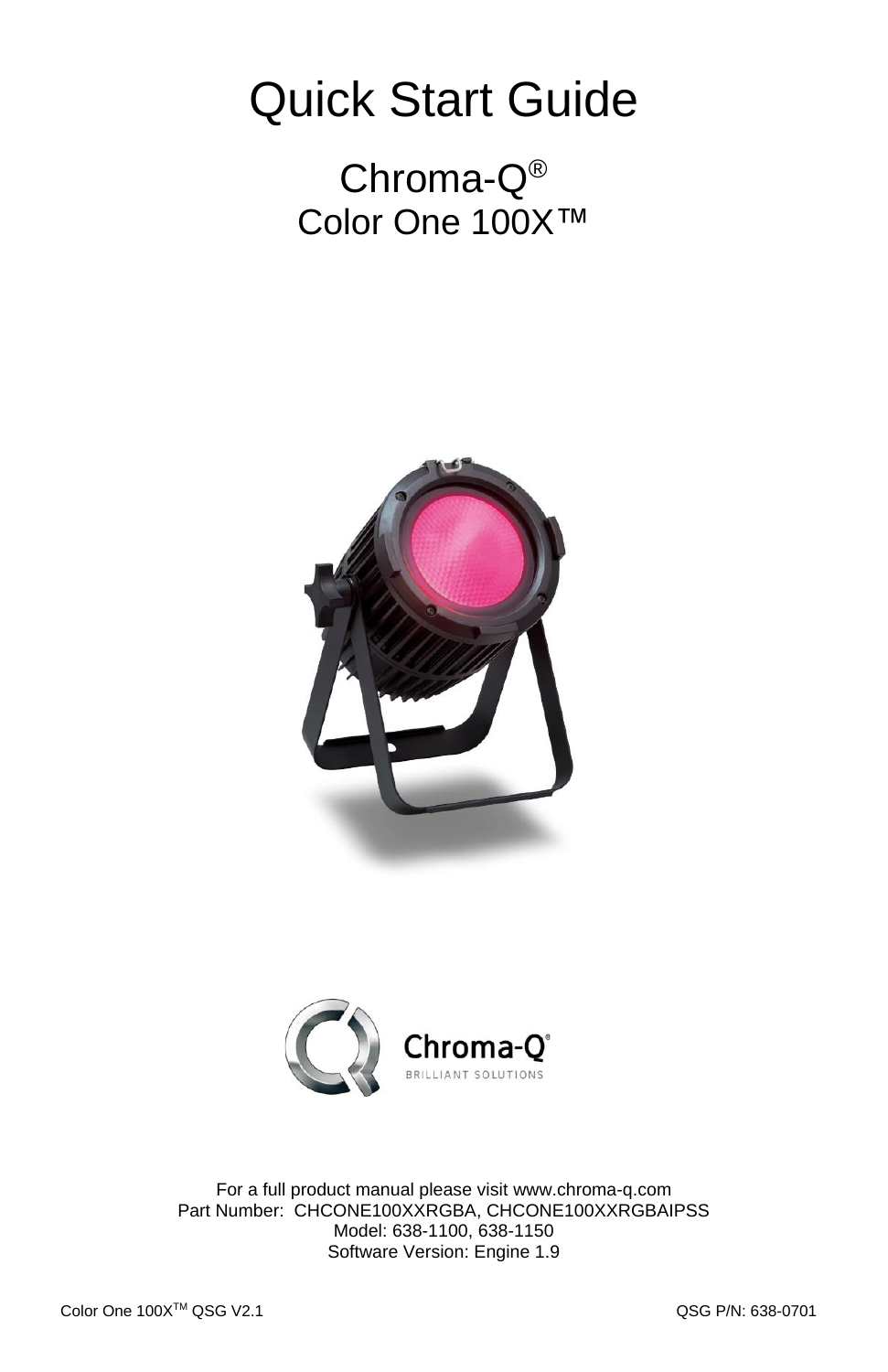# Quick Start Guide

## Chroma-Q®
## Color One 100X™

For a full product manual please visit www.chroma-q.com
Part Number: CHCONE100XXRGBA, CHCONE100XXRGBAIPSS
Model: 638-1100, 638-1150
Software Version: Engine 1.9

Color One 100X™ QSG V2.1 QSG P/N: 638-0701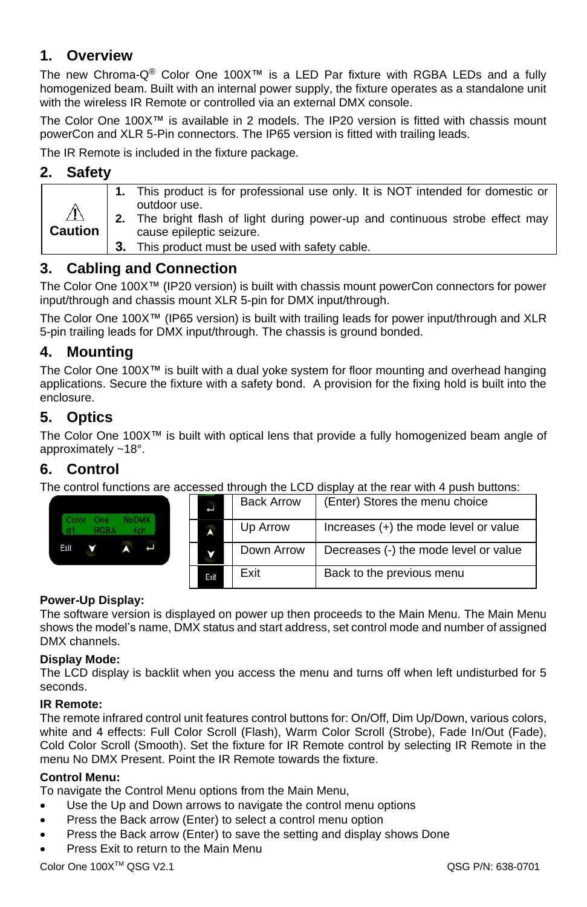## 1. Overview

The new Chroma-Q® Color One 100X™ is a LED Par fixture with RGBA LEDs and a fully homogenized beam. Built with an internal power supply, the fixture operates as a standalone unit with the wireless IR Remote or controlled via an external DMX console.

The Color One 100X™ is available in 2 models. The IP20 version is fitted with chassis mount powerCon and XLR 5-Pin connectors. The IP65 version is fitted with trailing leads.

The IR Remote is included in the fixture package.

## 2. Safety

| ⚠ Caution | 1. This product is for professional use only. It is NOT intended for domestic or outdoor use.<br>2. The bright flash of light during power-up and continuous strobe effect may cause epileptic seizure.<br>3. This product must be used with safety cable. |
|---|---|

## 3. Cabling and Connection

The Color One 100X™ (IP20 version) is built with chassis mount powerCon connectors for power input/through and chassis mount XLR 5-pin for DMX input/through.

The Color One 100X™ (IP65 version) is built with trailing leads for power input/through and XLR 5-pin trailing leads for DMX input/through. The chassis is ground bonded.

## 4. Mounting

The Color One 100X™ is built with a dual yoke system for floor mounting and overhead hanging applications. Secure the fixture with a safety bond. A provision for the fixing hold is built into the enclosure.

## 5. Optics

The Color One 100X™ is built with optical lens that provide a fully homogenized beam angle of approximately ~18°.

## 6. Control

The control functions are accessed through the LCD display at the rear with 4 push buttons:

| Button | Name | Function |
|---|---|---|
| ↵ | Back Arrow | (Enter) Stores the menu choice |
| ∧ | Up Arrow | Increases (+) the mode level or value |
| ∨ | Down Arrow | Decreases (-) the mode level or value |
| Exit | Exit | Back to the previous menu |

**Power-Up Display:**
The software version is displayed on power up then proceeds to the Main Menu. The Main Menu shows the model's name, DMX status and start address, set control mode and number of assigned DMX channels.

**Display Mode:**
The LCD display is backlit when you access the menu and turns off when left undisturbed for 5 seconds.

**IR Remote:**
The remote infrared control unit features control buttons for: On/Off, Dim Up/Down, various colors, white and 4 effects: Full Color Scroll (Flash), Warm Color Scroll (Strobe), Fade In/Out (Fade), Cold Color Scroll (Smooth). Set the fixture for IR Remote control by selecting IR Remote in the menu No DMX Present. Point the IR Remote towards the fixture.

**Control Menu:**
To navigate the Control Menu options from the Main Menu,

- Use the Up and Down arrows to navigate the control menu options
- Press the Back arrow (Enter) to select a control menu option
- Press the Back arrow (Enter) to save the setting and display shows Done
- Press Exit to return to the Main Menu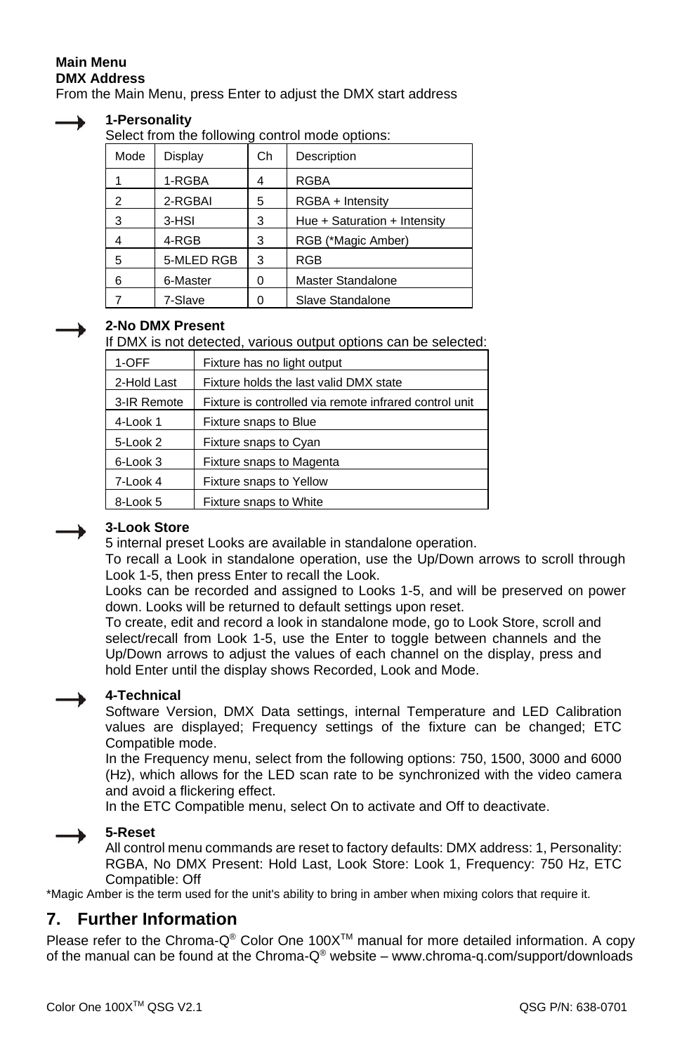**Main Menu**

**DMX Address**

From the Main Menu, press Enter to adjust the DMX start address

→ **1-Personality**

Select from the following control mode options:

| Mode | Display | Ch | Description |
|---|---|---|---|
| 1 | 1-RGBA | 4 | RGBA |
| 2 | 2-RGBAI | 5 | RGBA + Intensity |
| 3 | 3-HSI | 3 | Hue + Saturation + Intensity |
| 4 | 4-RGB | 3 | RGB (*Magic Amber) |
| 5 | 5-MLED RGB | 3 | RGB |
| 6 | 6-Master | 0 | Master Standalone |
| 7 | 7-Slave | 0 | Slave Standalone |

→ **2-No DMX Present**

If DMX is not detected, various output options can be selected:

| | |
|---|---|
| 1-OFF | Fixture has no light output |
| 2-Hold Last | Fixture holds the last valid DMX state |
| 3-IR Remote | Fixture is controlled via remote infrared control unit |
| 4-Look 1 | Fixture snaps to Blue |
| 5-Look 2 | Fixture snaps to Cyan |
| 6-Look 3 | Fixture snaps to Magenta |
| 7-Look 4 | Fixture snaps to Yellow |
| 8-Look 5 | Fixture snaps to White |

→ **3-Look Store**

5 internal preset Looks are available in standalone operation.

To recall a Look in standalone operation, use the Up/Down arrows to scroll through Look 1-5, then press Enter to recall the Look.

Looks can be recorded and assigned to Looks 1-5, and will be preserved on power down. Looks will be returned to default settings upon reset.

To create, edit and record a look in standalone mode, go to Look Store, scroll and select/recall from Look 1-5, use the Enter to toggle between channels and the Up/Down arrows to adjust the values of each channel on the display, press and hold Enter until the display shows Recorded, Look and Mode.

→ **4-Technical**

Software Version, DMX Data settings, internal Temperature and LED Calibration values are displayed; Frequency settings of the fixture can be changed; ETC Compatible mode.

In the Frequency menu, select from the following options: 750, 1500, 3000 and 6000 (Hz), which allows for the LED scan rate to be synchronized with the video camera and avoid a flickering effect.

In the ETC Compatible menu, select On to activate and Off to deactivate.

→ **5-Reset**

All control menu commands are reset to factory defaults: DMX address: 1, Personality: RGBA, No DMX Present: Hold Last, Look Store: Look 1, Frequency: 750 Hz, ETC Compatible: Off

*Magic Amber is the term used for the unit's ability to bring in amber when mixing colors that require it.

## 7. Further Information

Please refer to the Chroma-Q® Color One 100X™ manual for more detailed information. A copy of the manual can be found at the Chroma-Q® website – www.chroma-q.com/support/downloads

Color One 100X™ QSG V2.1 QSG P/N: 638-0701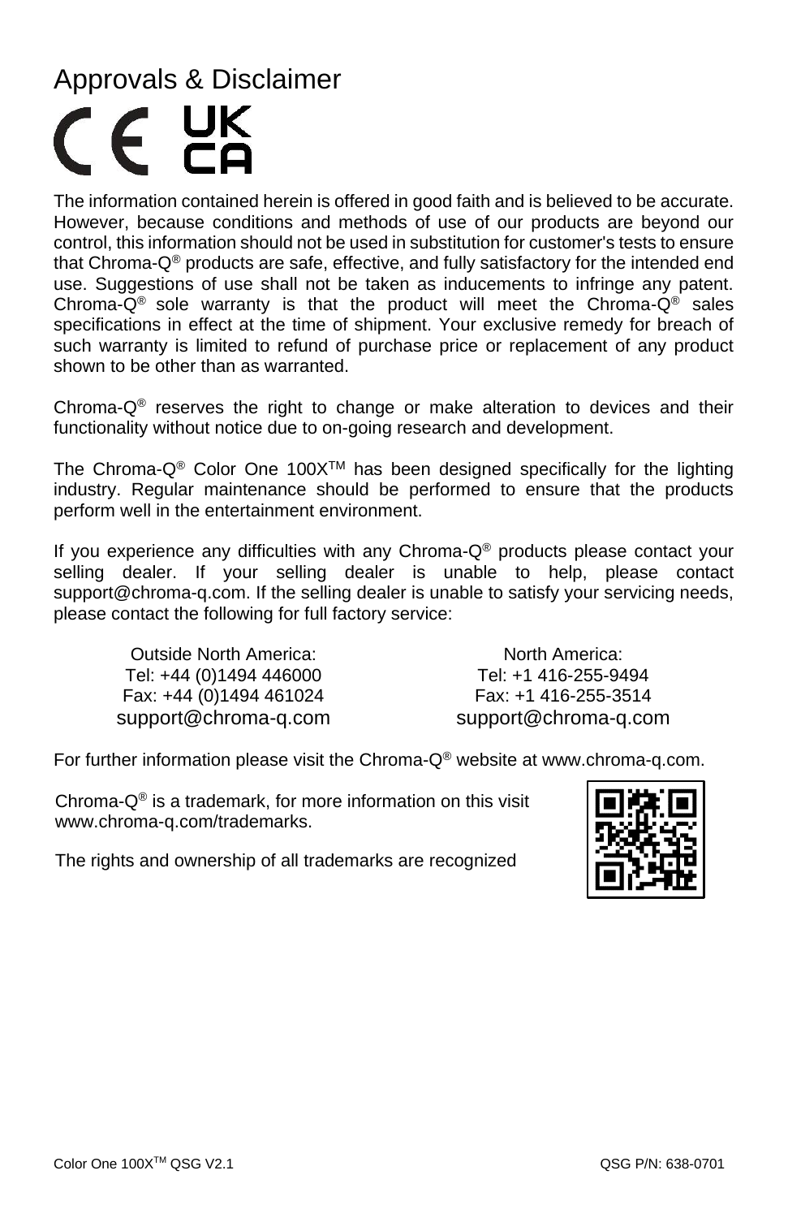# Approvals & Disclaimer

The information contained herein is offered in good faith and is believed to be accurate. However, because conditions and methods of use of our products are beyond our control, this information should not be used in substitution for customer's tests to ensure that Chroma-Q® products are safe, effective, and fully satisfactory for the intended end use. Suggestions of use shall not be taken as inducements to infringe any patent. Chroma-Q® sole warranty is that the product will meet the Chroma-Q® sales specifications in effect at the time of shipment. Your exclusive remedy for breach of such warranty is limited to refund of purchase price or replacement of any product shown to be other than as warranted.

Chroma-Q® reserves the right to change or make alteration to devices and their functionality without notice due to on-going research and development.

The Chroma-Q® Color One 100X™ has been designed specifically for the lighting industry. Regular maintenance should be performed to ensure that the products perform well in the entertainment environment.

If you experience any difficulties with any Chroma-Q® products please contact your selling dealer. If your selling dealer is unable to help, please contact support@chroma-q.com. If the selling dealer is unable to satisfy your servicing needs, please contact the following for full factory service:

| Outside North America: | North America: |
|---|---|
| Tel: +44 (0)1494 446000 | Tel: +1 416-255-9494 |
| Fax: +44 (0)1494 461024 | Fax: +1 416-255-3514 |
| support@chroma-q.com | support@chroma-q.com |

For further information please visit the Chroma-Q® website at www.chroma-q.com.

Chroma-Q® is a trademark, for more information on this visit www.chroma-q.com/trademarks.

The rights and ownership of all trademarks are recognized

Color One 100X™ QSG V2.1

QSG P/N: 638-0701